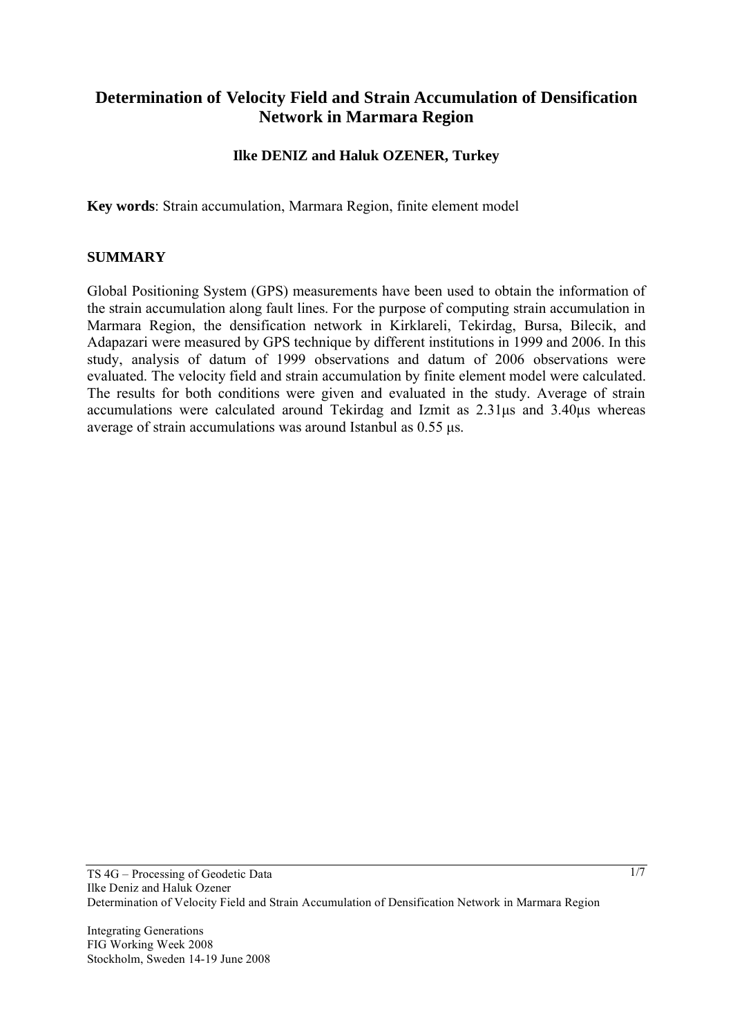# Determination of Velocity Field and Strain Accumulation of Densification Network in Marmara Region

**Ilke DENIZ and Haluk OZENER, Turkey**

**Key words**: Strain accumulation, Marmara Region, finite element model

## SUMMARY

Global Positioning System (GPS) measurements have been used to obtain the information of the strain accumulation along fault lines. For the purpose of computing strain accumulation in Marmara Region, the densification network in Kirklareli, Tekirdag, Bursa, Bilecik, and Adapazari were measured by GPS technique by different institutions in 1999 and 2006. In this study, analysis of datum of 1999 observations and datum of 2006 observations were evaluated. The velocity field and strain accumulation by finite element model were calculated. The results for both conditions were given and evaluated in the study. Average of strain accumulations were calculated around Tekirdag and Izmit as 2.31μs and 3.40μs whereas average of strain accumulations was around Istanbul as 0.55 μs.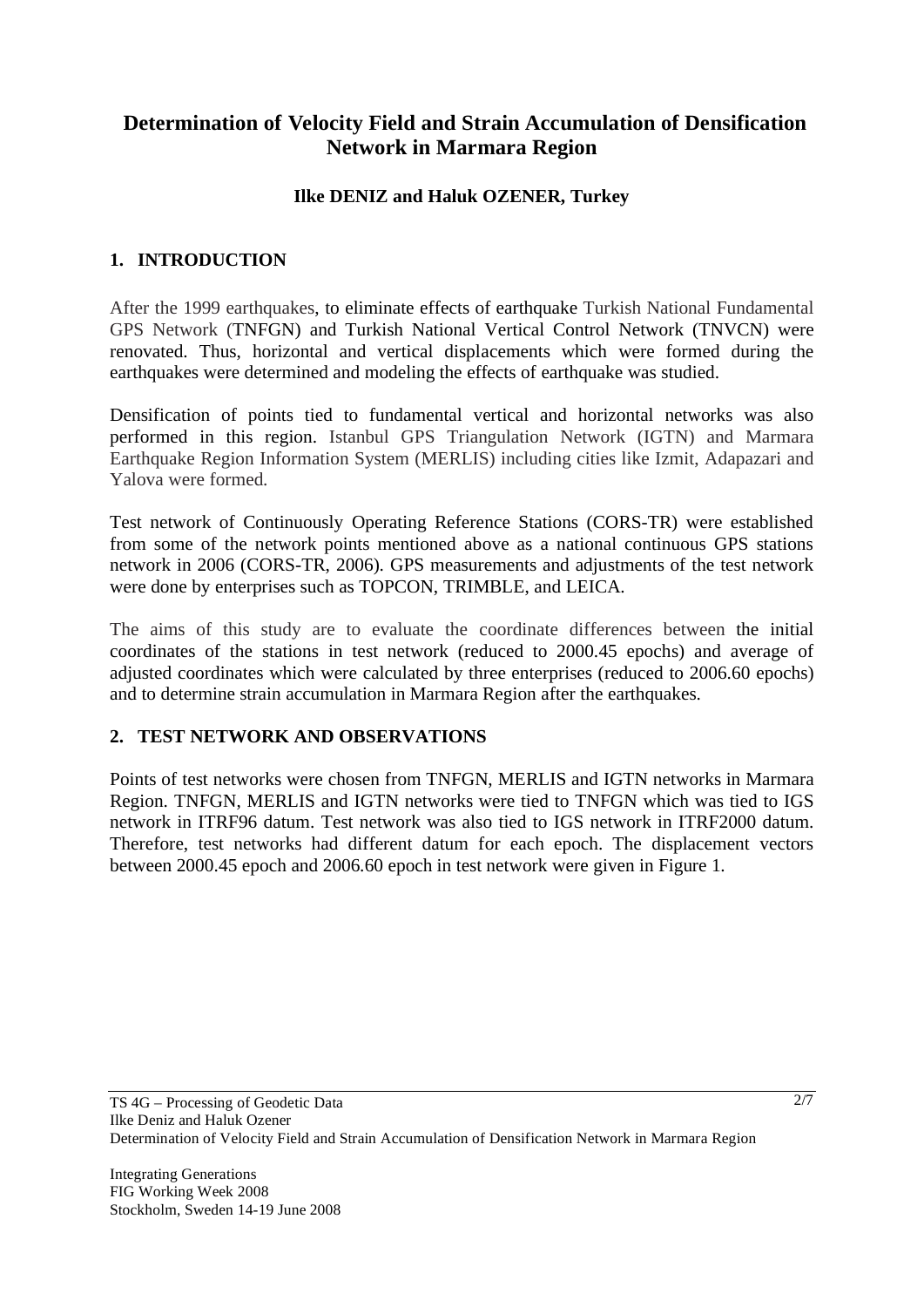# Determination of Velocity Field and Strain Accumulation of Densification Network in Marmara Region

**Ilke DENIZ and Haluk OZENER, Turkey**

## 1. INTRODUCTION

After the 1999 earthquakes, to eliminate effects of earthquake Turkish National Fundamental GPS Network (TNFGN) and Turkish National Vertical Control Network (TNVCN) were renovated. Thus, horizontal and vertical displacements which were formed during the earthquakes were determined and modeling the effects of earthquake was studied.

Densification of points tied to fundamental vertical and horizontal networks was also performed in this region. Istanbul GPS Triangulation Network (IGTN) and Marmara Earthquake Region Information System (MERLIS) including cities like Izmit, Adapazari and Yalova were formed.

Test network of Continuously Operating Reference Stations (CORS-TR) were established from some of the network points mentioned above as a national continuous GPS stations network in 2006 (CORS-TR, 2006). GPS measurements and adjustments of the test network were done by enterprises such as TOPCON, TRIMBLE, and LEICA.

The aims of this study are to evaluate the coordinate differences between the initial coordinates of the stations in test network (reduced to 2000.45 epochs) and average of adjusted coordinates which were calculated by three enterprises (reduced to 2006.60 epochs) and to determine strain accumulation in Marmara Region after the earthquakes.

## 2. TEST NETWORK AND OBSERVATIONS

Points of test networks were chosen from TNFGN, MERLIS and IGTN networks in Marmara Region. TNFGN, MERLIS and IGTN networks were tied to TNFGN which was tied to IGS network in ITRF96 datum. Test network was also tied to IGS network in ITRF2000 datum. Therefore, test networks had different datum for each epoch. The displacement vectors between 2000.45 epoch and 2006.60 epoch in test network were given in Figure 1.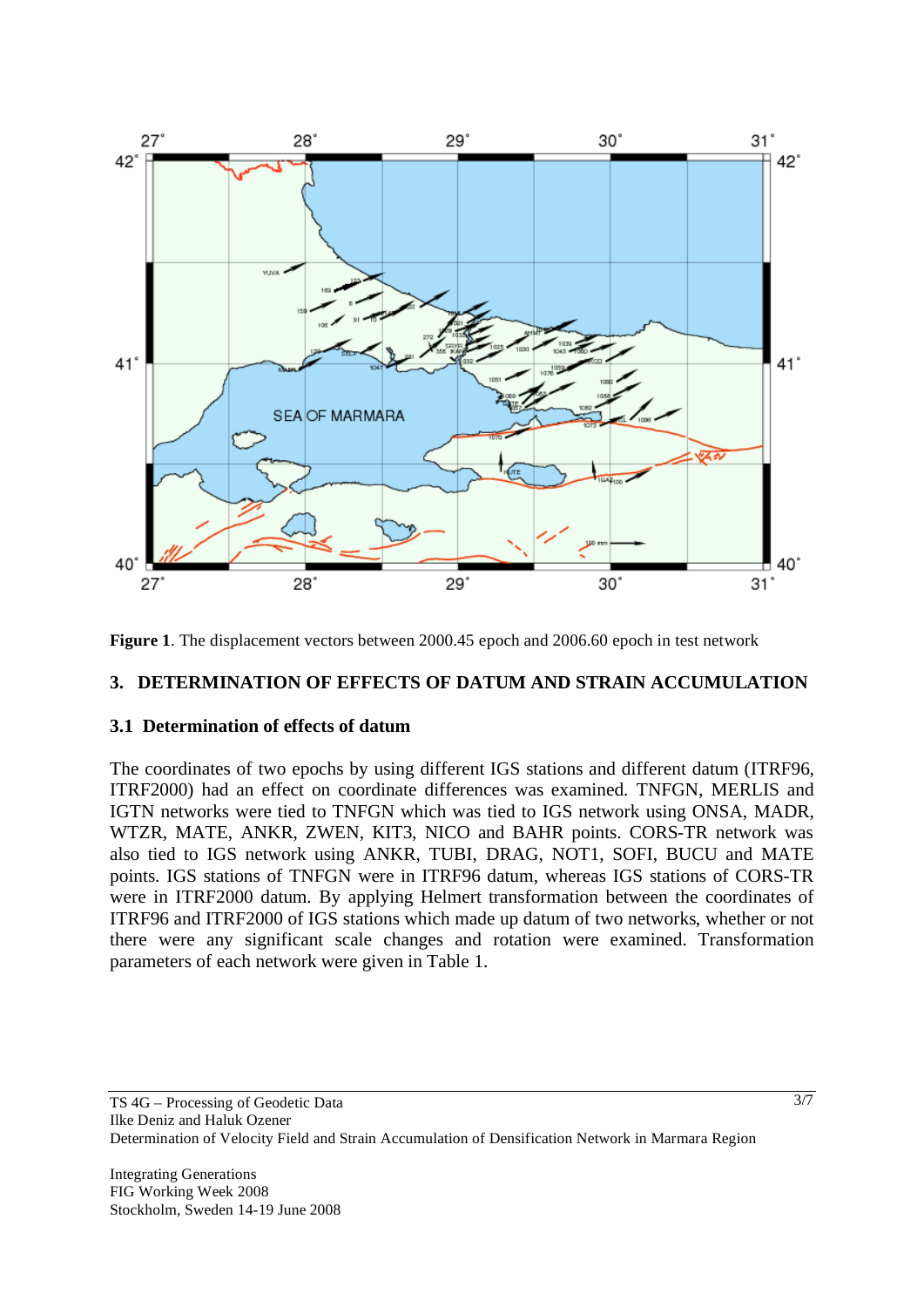**Figure 1**. The displacement vectors between 2000.45 epoch and 2006.60 epoch in test network

## 3. DETERMINATION OF EFFECTS OF DATUM AND STRAIN ACCUMULATION

### 3.1 Determination of effects of datum

The coordinates of two epochs by using different IGS stations and different datum (ITRF96, ITRF2000) had an effect on coordinate differences was examined. TNFGN, MERLIS and IGTN networks were tied to TNFGN which was tied to IGS network using ONSA, MADR, WTZR, MATE, ANKR, ZWEN, KIT3, NICO and BAHR points. CORS-TR network was also tied to IGS network using ANKR, TUBI, DRAG, NOT1, SOFI, BUCU and MATE points. IGS stations of TNFGN were in ITRF96 datum, whereas IGS stations of CORS-TR were in ITRF2000 datum. By applying Helmert transformation between the coordinates of ITRF96 and ITRF2000 of IGS stations which made up datum of two networks, whether or not there were any significant scale changes and rotation were examined. Transformation parameters of each network were given in Table 1.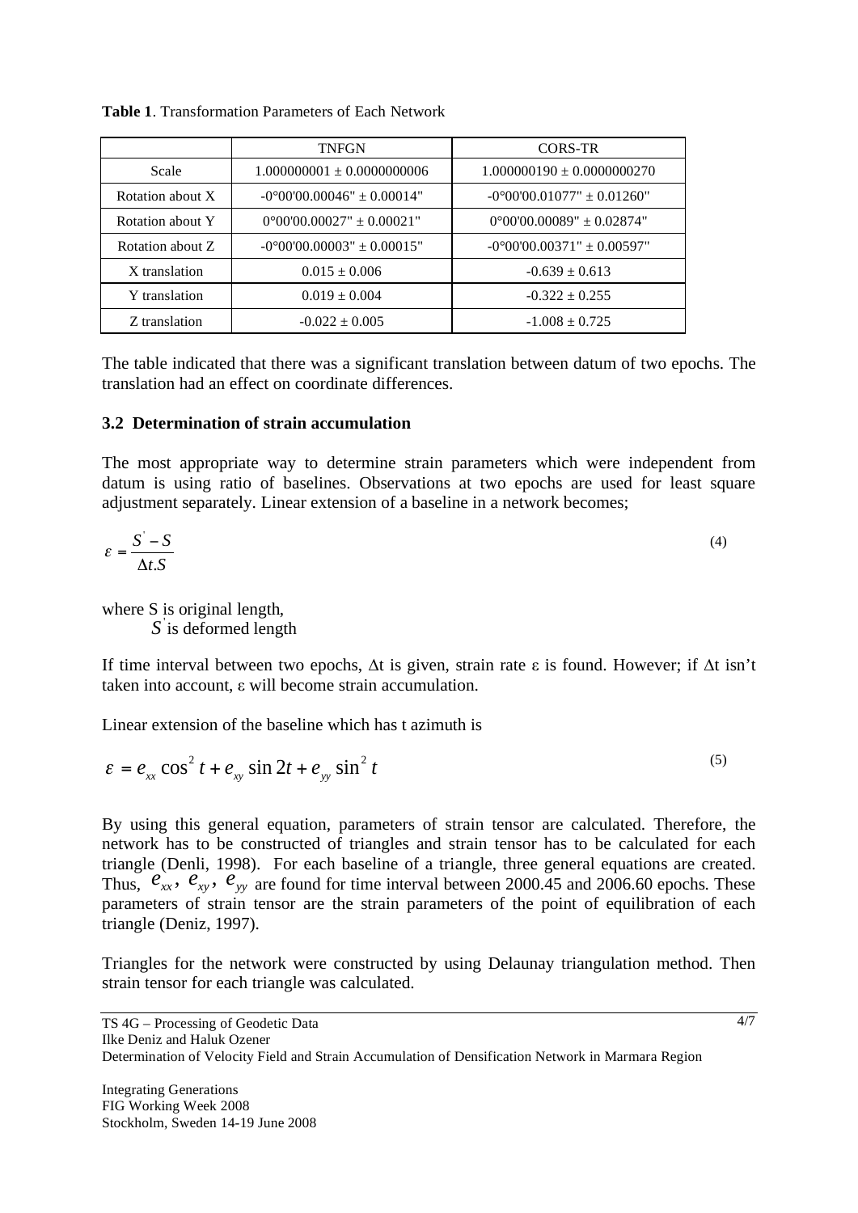**Table 1**. Transformation Parameters of Each Network

| | TNFGN | CORS-TR |
|---|---|---|
| Scale | 1.000000001 ± 0.0000000006 | 1.000000190 ± 0.0000000270 |
| Rotation about X | -0°00'00.00046" ± 0.00014" | -0°00'00.01077" ± 0.01260" |
| Rotation about Y | 0°00'00.00027" ± 0.00021" | 0°00'00.00089" ± 0.02874" |
| Rotation about Z | -0°00'00.00003" ± 0.00015" | -0°00'00.00371" ± 0.00597" |
| X translation | 0.015 ± 0.006 | -0.639 ± 0.613 |
| Y translation | 0.019 ± 0.004 | -0.322 ± 0.255 |
| Z translation | -0.022 ± 0.005 | -1.008 ± 0.725 |

The table indicated that there was a significant translation between datum of two epochs. The translation had an effect on coordinate differences.

### 3.2 Determination of strain accumulation

The most appropriate way to determine strain parameters which were independent from datum is using ratio of baselines. Observations at two epochs are used for least square adjustment separately. Linear extension of a baseline in a network becomes;

$$\varepsilon = \frac{S^{'} - S}{\Delta t . S} \tag{4}$$

where S is original length,
$S^{'}$ is deformed length

If time interval between two epochs, $\Delta t$ is given, strain rate $\varepsilon$ is found. However; if $\Delta t$ isn't taken into account, $\varepsilon$ will become strain accumulation.

Linear extension of the baseline which has t azimuth is

$$\varepsilon = e_{xx} \cos^2 t + e_{xy} \sin 2t + e_{yy} \sin^2 t \tag{5}$$

By using this general equation, parameters of strain tensor are calculated. Therefore, the network has to be constructed of triangles and strain tensor has to be calculated for each triangle (Denli, 1998). For each baseline of a triangle, three general equations are created. Thus, $e_{xx}$, $e_{xy}$, $e_{yy}$ are found for time interval between 2000.45 and 2006.60 epochs. These parameters of strain tensor are the strain parameters of the point of equilibration of each triangle (Deniz, 1997).

Triangles for the network were constructed by using Delaunay triangulation method. Then strain tensor for each triangle was calculated.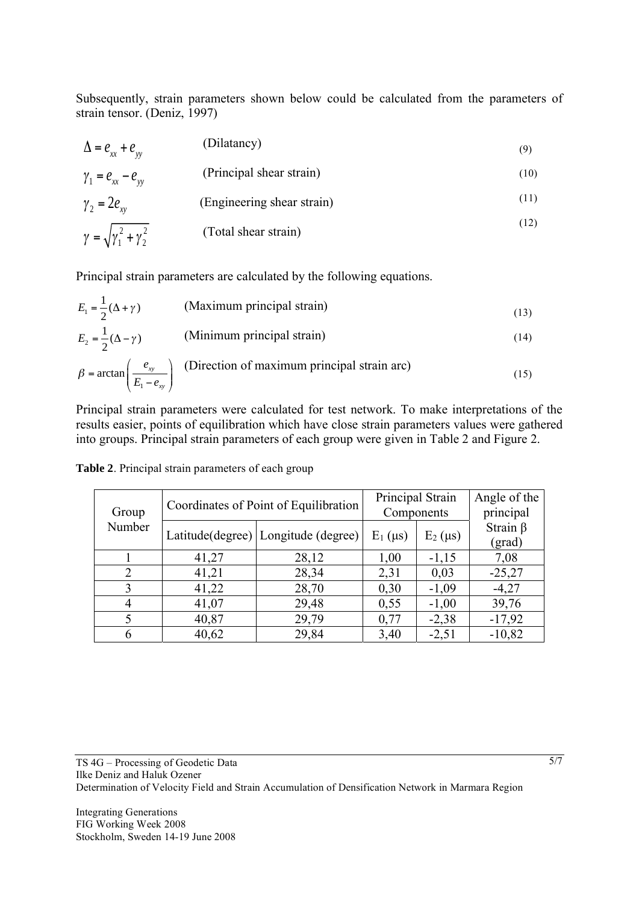Subsequently, strain parameters shown below could be calculated from the parameters of strain tensor. (Deniz, 1997)

$$\Delta = e_{xx} + e_{yy} \qquad \text{(Dilatancy)} \tag{9}$$

$$\gamma_1 = e_{xx} - e_{yy} \qquad \text{(Principal shear strain)} \tag{10}$$

$$\gamma_2 = 2e_{xy} \qquad \text{(Engineering shear strain)} \tag{11}$$

$$\gamma = \sqrt{\gamma_1^2 + \gamma_2^2} \qquad \text{(Total shear strain)} \tag{12}$$

Principal strain parameters are calculated by the following equations.

$$E_1 = \frac{1}{2}(\Delta + \gamma) \qquad \text{(Maximum principal strain)} \tag{13}$$

$$E_2 = \frac{1}{2}(\Delta - \gamma) \qquad \text{(Minimum principal strain)} \tag{14}$$

$$\beta = \arctan\left(\frac{e_{xy}}{E_1 - e_{xy}}\right) \qquad \text{(Direction of maximum principal strain arc)} \tag{15}$$

Principal strain parameters were calculated for test network. To make interpretations of the results easier, points of equilibration which have close strain parameters values were gathered into groups. Principal strain parameters of each group were given in Table 2 and Figure 2.

**Table 2**. Principal strain parameters of each group

| Group Number | Coordinates of Point of Equilibration | | Principal Strain Components | | Angle of the principal Strain $\beta$ (grad) |
|---|---|---|---|---|---|
| | Latitude(degree) | Longitude (degree) | $E_1$ (μs) | $E_2$ (μs) | |
| 1 | 41,27 | 28,12 | 1,00 | -1,15 | 7,08 |
| 2 | 41,21 | 28,34 | 2,31 | 0,03 | -25,27 |
| 3 | 41,22 | 28,70 | 0,30 | -1,09 | -4,27 |
| 4 | 41,07 | 29,48 | 0,55 | -1,00 | 39,76 |
| 5 | 40,87 | 29,79 | 0,77 | -2,38 | -17,92 |
| 6 | 40,62 | 29,84 | 3,40 | -2,51 | -10,82 |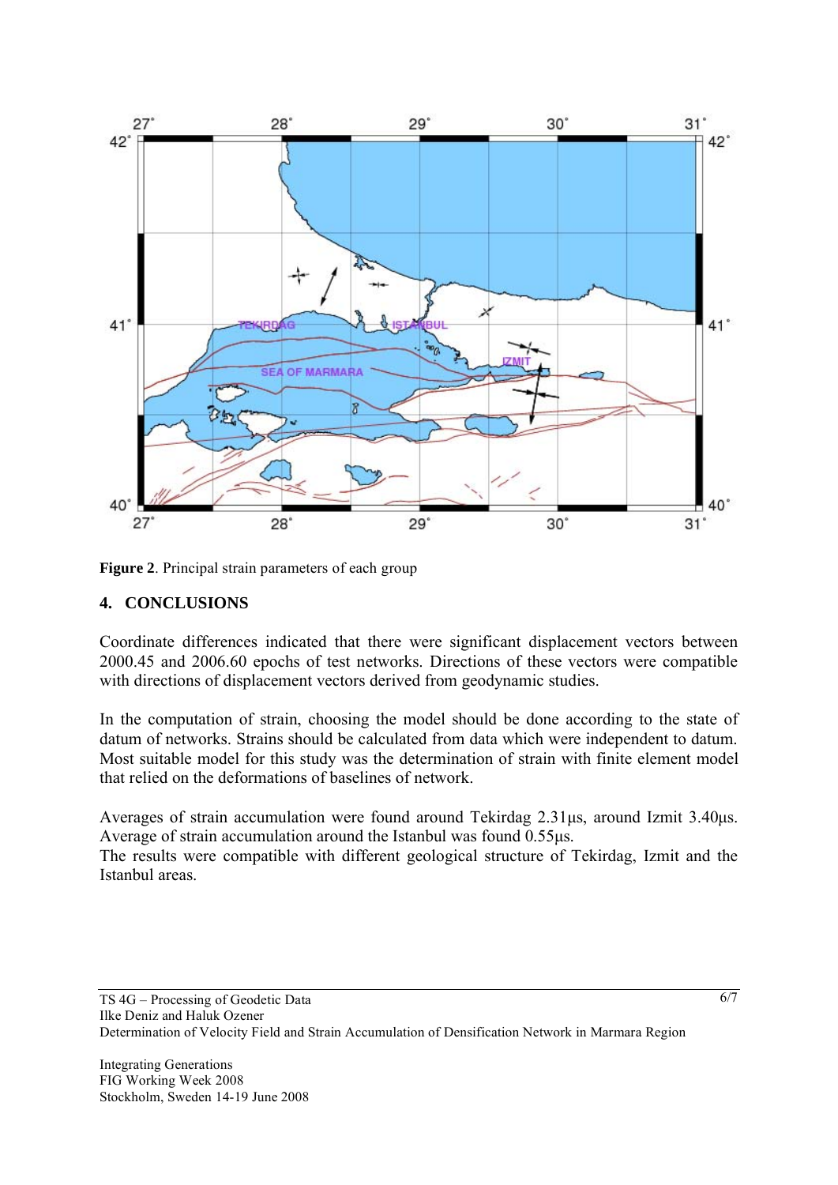**Figure 2**. Principal strain parameters of each group

## 4. CONCLUSIONS

Coordinate differences indicated that there were significant displacement vectors between 2000.45 and 2006.60 epochs of test networks. Directions of these vectors were compatible with directions of displacement vectors derived from geodynamic studies.

In the computation of strain, choosing the model should be done according to the state of datum of networks. Strains should be calculated from data which were independent to datum. Most suitable model for this study was the determination of strain with finite element model that relied on the deformations of baselines of network.

Averages of strain accumulation were found around Tekirdag 2.31μs, around Izmit 3.40μs. Average of strain accumulation around the Istanbul was found 0.55μs.
The results were compatible with different geological structure of Tekirdag, Izmit and the Istanbul areas.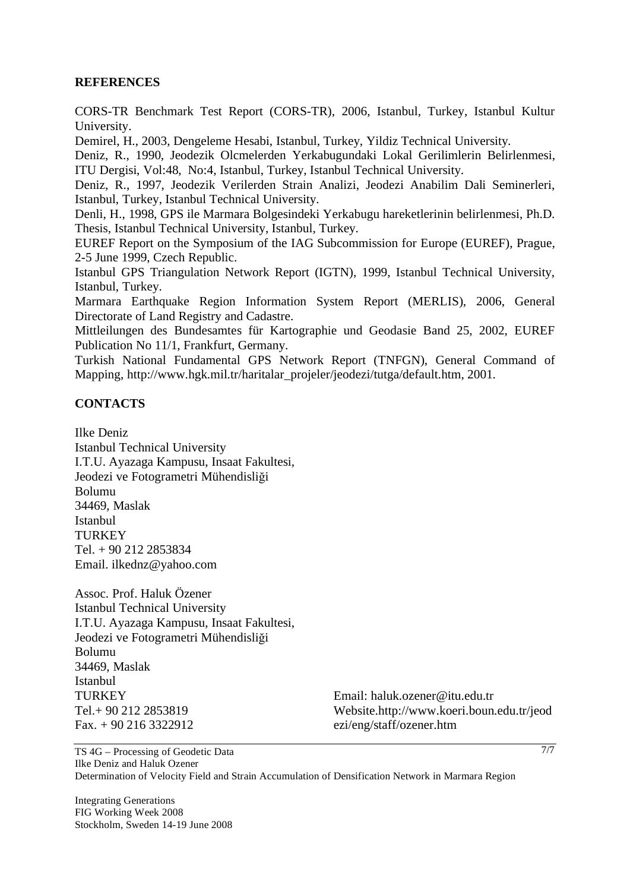## REFERENCES

CORS-TR Benchmark Test Report (CORS-TR), 2006, Istanbul, Turkey, Istanbul Kultur University.

Demirel, H., 2003, Dengeleme Hesabi, Istanbul, Turkey, Yildiz Technical University.

Deniz, R., 1990, Jeodezik Olcmelerden Yerkabugundaki Lokal Gerilimlerin Belirlenmesi, ITU Dergisi, Vol:48, No:4, Istanbul, Turkey, Istanbul Technical University.

Deniz, R., 1997, Jeodezik Verilerden Strain Analizi, Jeodezi Anabilim Dali Seminerleri, Istanbul, Turkey, Istanbul Technical University.

Denli, H., 1998, GPS ile Marmara Bolgesindeki Yerkabugu hareketlerinin belirlenmesi, Ph.D. Thesis, Istanbul Technical University, Istanbul, Turkey.

EUREF Report on the Symposium of the IAG Subcommission for Europe (EUREF), Prague, 2-5 June 1999, Czech Republic.

Istanbul GPS Triangulation Network Report (IGTN), 1999, Istanbul Technical University, Istanbul, Turkey.

Marmara Earthquake Region Information System Report (MERLIS), 2006, General Directorate of Land Registry and Cadastre.

Mittleilungen des Bundesamtes für Kartographie und Geodasie Band 25, 2002, EUREF Publication No 11/1, Frankfurt, Germany.

Turkish National Fundamental GPS Network Report (TNFGN), General Command of Mapping, http://www.hgk.mil.tr/haritalar_projeler/jeodezi/tutga/default.htm, 2001.

## CONTACTS

Ilke Deniz
Istanbul Technical University
I.T.U. Ayazaga Kampusu, Insaat Fakultesi,
Jeodezi ve Fotogrametri Mühendisliği
Bolumu
34469, Maslak
Istanbul
TURKEY
Tel. + 90 212 2853834
Email. ilkednz@yahoo.com

Assoc. Prof. Haluk Özener
Istanbul Technical University
I.T.U. Ayazaga Kampusu, Insaat Fakultesi,
Jeodezi ve Fotogrametri Mühendisliği
Bolumu
34469, Maslak
Istanbul
TURKEY
Tel.+ 90 212 2853819
Fax. + 90 216 3322912
Email: haluk.ozener@itu.edu.tr
Website.http://www.koeri.boun.edu.tr/jeodezi/eng/staff/ozener.htm